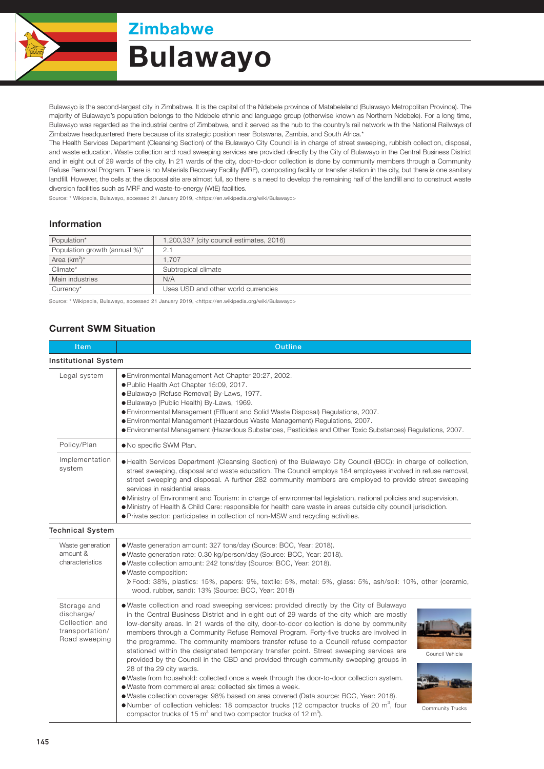# Zimbabwe

# Bulawayo

Bulawayo is the second-largest city in Zimbabwe. It is the capital of the Ndebele province of Matabeleland (Bulawayo Metropolitan Province). The majority of Bulawayo's population belongs to the Ndebele ethnic and language group (otherwise known as Northern Ndebele). For a long time, Bulawayo was regarded as the industrial centre of Zimbabwe, and it served as the hub to the country's rail network with the National Railways of Zimbabwe headquartered there because of its strategic position near Botswana, Zambia, and South Africa.*

The Health Services Department (Cleansing Section) of the Bulawayo City Council is in charge of street sweeping, rubbish collection, disposal, and waste education. Waste collection and road sweeping services are provided directly by the City of Bulawayo in the Central Business District and in eight out of 29 wards of the city. In 21 wards of the city, door-to-door collection is done by community members through a Community Refuse Removal Program. There is no Materials Recovery Facility (MRF), composting facility or transfer station in the city, but there is one sanitary landfill. However, the cells at the disposal site are almost full, so there is a need to develop the remaining half of the landfill and to construct waste diversion facilities such as MRF and waste-to-energy (WtE) facilities.

Source: * Wikipedia, Bulawayo, accessed 21 January 2019, <https://en.wikipedia.org/wiki/Bulawayo>

## Information

| | |
|---|---|
| Population* | 1,200,337 (city council estimates, 2016) |
| Population growth (annual %)* | 2.1 |
| Area (km$^2$)* | 1,707 |
| Climate* | Subtropical climate |
| Main industries | N/A |
| Currency* | Uses USD and other world currencies |

Source: * Wikipedia, Bulawayo, accessed 21 January 2019, <https://en.wikipedia.org/wiki/Bulawayo>

## Current SWM Situation

| Item | Outline |
|---|---|
| **Institutional System** | |
| Legal system | ● Environmental Management Act Chapter 20:27, 2002.<br>● Public Health Act Chapter 15:09, 2017.<br>● Bulawayo (Refuse Removal) By-Laws, 1977.<br>● Bulawayo (Public Health) By-Laws, 1969.<br>● Environmental Management (Effluent and Solid Waste Disposal) Regulations, 2007.<br>● Environmental Management (Hazardous Waste Management) Regulations, 2007.<br>● Environmental Management (Hazardous Substances, Pesticides and Other Toxic Substances) Regulations, 2007. |
| Policy/Plan | ● No specific SWM Plan. |
| Implementation system | ● Health Services Department (Cleansing Section) of the Bulawayo City Council (BCC): in charge of collection, street sweeping, disposal and waste education. The Council employs 184 employees involved in refuse removal, street sweeping and disposal. A further 282 community members are employed to provide street sweeping services in residential areas.<br>● Ministry of Environment and Tourism: in charge of environmental legislation, national policies and supervision.<br>● Ministry of Health & Child Care: responsible for health care waste in areas outside city council jurisdiction.<br>● Private sector: participates in collection of non-MSW and recycling activities. |
| **Technical System** | |
| Waste generation amount & characteristics | ● Waste generation amount: 327 tons/day (Source: BCC, Year: 2018).<br>● Waste generation rate: 0.30 kg/person/day (Source: BCC, Year: 2018).<br>● Waste collection amount: 242 tons/day (Source: BCC, Year: 2018).<br>● Waste composition:<br>» Food: 38%, plastics: 15%, papers: 9%, textile: 5%, metal: 5%, glass: 5%, ash/soil: 10%, other (ceramic, wood, rubber, sand): 13% (Source: BCC, Year: 2018) |
| Storage and discharge/ Collection and transportation/ Road sweeping | ● Waste collection and road sweeping services: provided directly by the City of Bulawayo in the Central Business District and in eight out of 29 wards of the city which are mostly low-density areas. In 21 wards of the city, door-to-door collection is done by community members through a Community Refuse Removal Program. Forty-five trucks are involved in the programme. The community members transfer refuse to a Council refuse compactor stationed within the designated temporary transfer point. Street sweeping services are provided by the Council in the CBD and provided through community sweeping groups in 28 of the 29 city wards.<br>● Waste from household: collected once a week through the door-to-door collection system.<br>● Waste from commercial area: collected six times a week.<br>● Waste collection coverage: 98% based on area covered (Data source: BCC, Year: 2018).<br>● Number of collection vehicles: 18 compactor trucks (12 compactor trucks of 20 m$^3$, four compactor trucks of 15 m$^3$ and two compactor trucks of 12 m$^3$).<br><br>Council Vehicle<br><br>Community Trucks |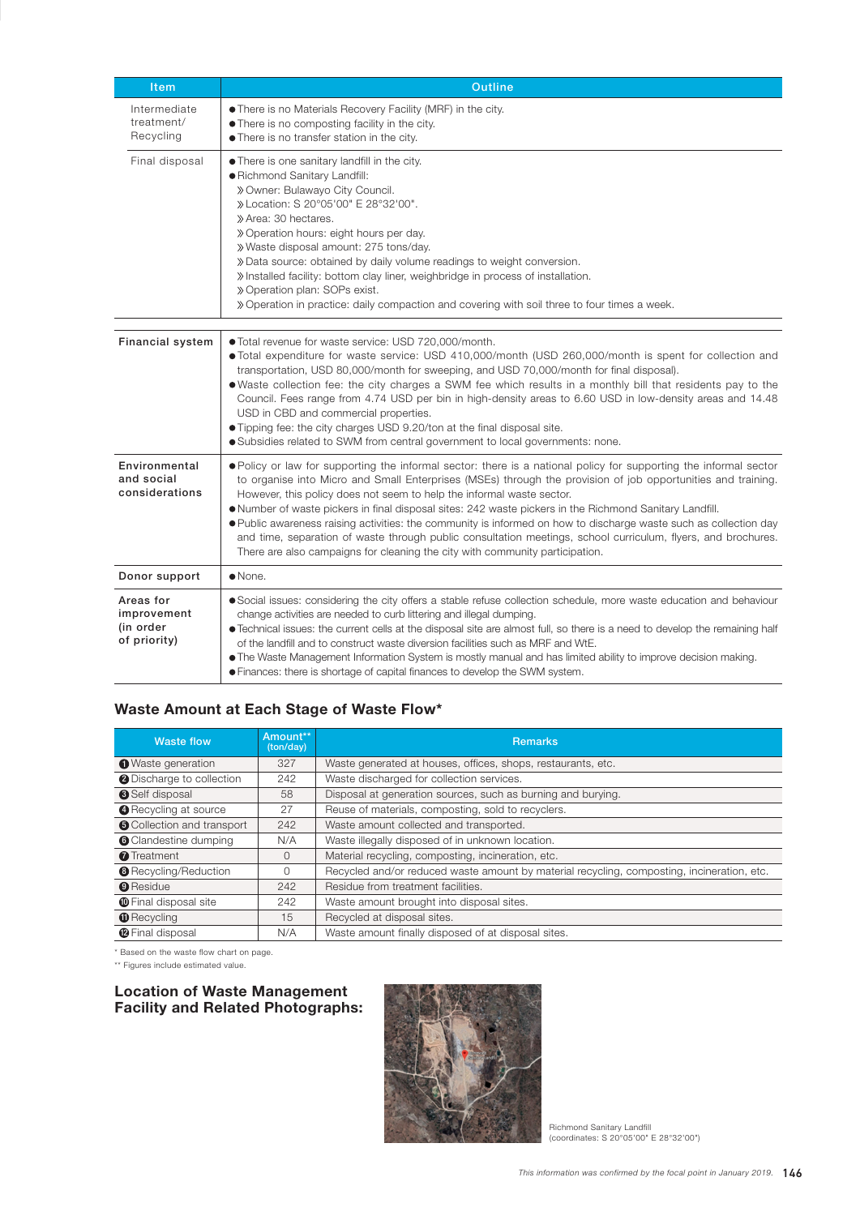| Item | Outline |
|---|---|
| Intermediate treatment/ Recycling | ● There is no Materials Recovery Facility (MRF) in the city.<br>● There is no composting facility in the city.<br>● There is no transfer station in the city. |
| Final disposal | ● There is one sanitary landfill in the city.<br>● Richmond Sanitary Landfill:<br>» Owner: Bulawayo City Council.<br>» Location: S 20°05'00" E 28°32'00".<br>» Area: 30 hectares.<br>» Operation hours: eight hours per day.<br>» Waste disposal amount: 275 tons/day.<br>» Data source: obtained by daily volume readings to weight conversion.<br>» Installed facility: bottom clay liner, weighbridge in process of installation.<br>» Operation plan: SOPs exist.<br>» Operation in practice: daily compaction and covering with soil three to four times a week. |

| | |
|---|---|
| **Financial system** | ● Total revenue for waste service: USD 720,000/month.<br>● Total expenditure for waste service: USD 410,000/month (USD 260,000/month is spent for collection and transportation, USD 80,000/month for sweeping, and USD 70,000/month for final disposal).<br>● Waste collection fee: the city charges a SWM fee which results in a monthly bill that residents pay to the Council. Fees range from 4.74 USD per bin in high-density areas to 6.60 USD in low-density areas and 14.48 USD in CBD and commercial properties.<br>● Tipping fee: the city charges USD 9.20/ton at the final disposal site.<br>● Subsidies related to SWM from central government to local governments: none. |
| **Environmental and social considerations** | ● Policy or law for supporting the informal sector: there is a national policy for supporting the informal sector to organise into Micro and Small Enterprises (MSEs) through the provision of job opportunities and training. However, this policy does not seem to help the informal waste sector.<br>● Number of waste pickers in final disposal sites: 242 waste pickers in the Richmond Sanitary Landfill.<br>● Public awareness raising activities: the community is informed on how to discharge waste such as collection day and time, separation of waste through public consultation meetings, school curriculum, flyers, and brochures. There are also campaigns for cleaning the city with community participation. |
| **Donor support** | ● None. |
| **Areas for improvement (in order of priority)** | ● Social issues: considering the city offers a stable refuse collection schedule, more waste education and behaviour change activities are needed to curb littering and illegal dumping.<br>● Technical issues: the current cells at the disposal site are almost full, so there is a need to develop the remaining half of the landfill and to construct waste diversion facilities such as MRF and WtE.<br>● The Waste Management Information System is mostly manual and has limited ability to improve decision making.<br>● Finances: there is shortage of capital finances to develop the SWM system. |

## Waste Amount at Each Stage of Waste Flow*

| Waste flow | Amount** (ton/day) | Remarks |
|---|---|---|
| ❶ Waste generation | 327 | Waste generated at houses, offices, shops, restaurants, etc. |
| ❷ Discharge to collection | 242 | Waste discharged for collection services. |
| ❸ Self disposal | 58 | Disposal at generation sources, such as burning and burying. |
| ❹ Recycling at source | 27 | Reuse of materials, composting, sold to recyclers. |
| ❺ Collection and transport | 242 | Waste amount collected and transported. |
| ❻ Clandestine dumping | N/A | Waste illegally disposed of in unknown location. |
| ❼ Treatment | 0 | Material recycling, composting, incineration, etc. |
| ❽ Recycling/Reduction | 0 | Recycled and/or reduced waste amount by material recycling, composting, incineration, etc. |
| ❾ Residue | 242 | Residue from treatment facilities. |
| ❿ Final disposal site | 242 | Waste amount brought into disposal sites. |
| ⓫ Recycling | 15 | Recycled at disposal sites. |
| ⓬ Final disposal | N/A | Waste amount finally disposed of at disposal sites. |

\* Based on the waste flow chart on page.
\*\* Figures include estimated value.

## Location of Waste Management Facility and Related Photographs:

Richmond Sanitary Landfill
(coordinates: S 20°05'00" E 28°32'00")

*This information was confirmed by the focal point in January 2019.*